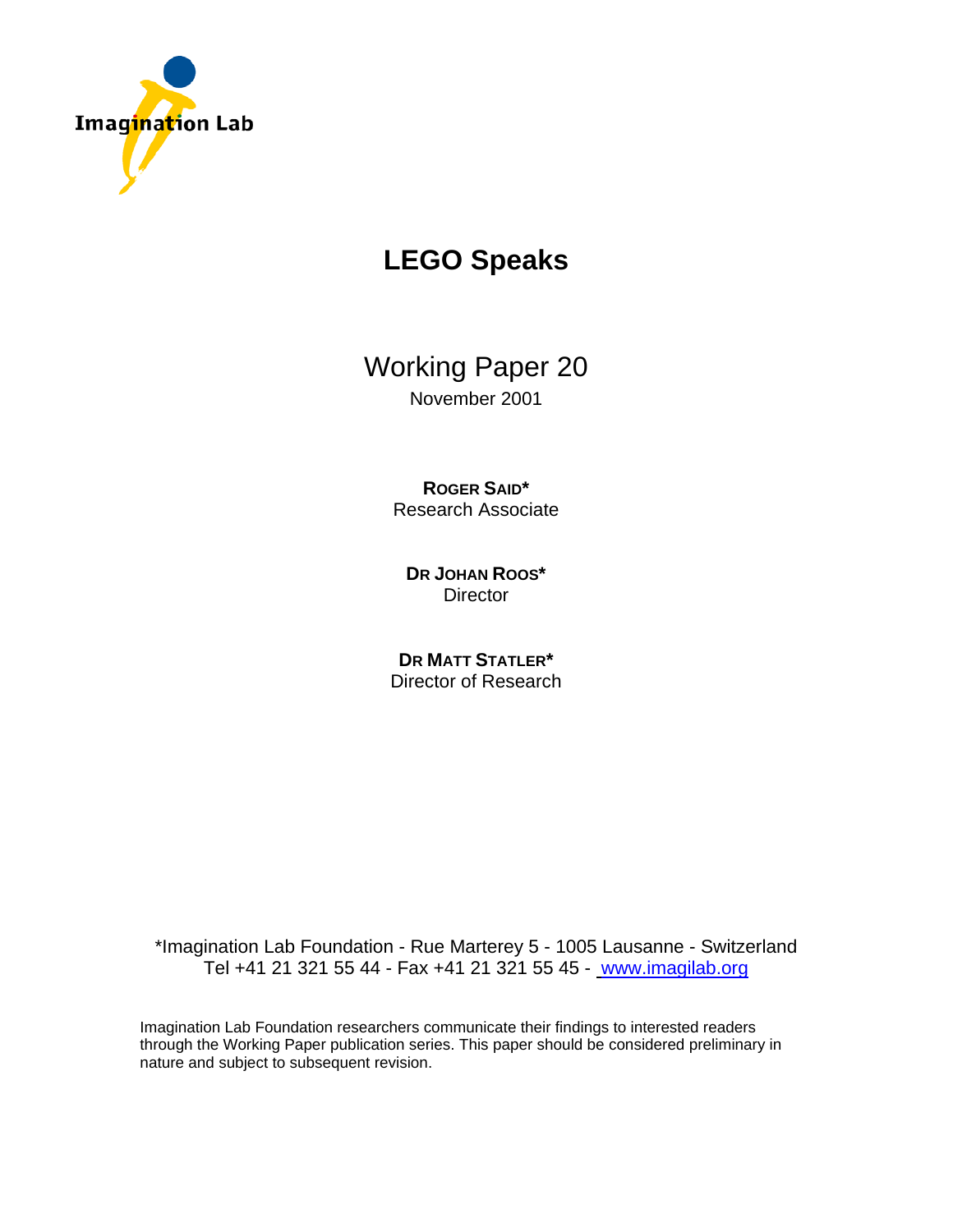Imagination Lab

# LEGO Speaks

## Working Paper 20

November 2001

**ROGER SAID***
Research Associate

**DR JOHAN ROOS***
Director

**DR MATT STATLER***
Director of Research

*Imagination Lab Foundation - Rue Marterey 5 - 1005 Lausanne - Switzerland
Tel +41 21 321 55 44 - Fax +41 21 321 55 45 - www.imagilab.org

Imagination Lab Foundation researchers communicate their findings to interested readers through the Working Paper publication series. This paper should be considered preliminary in nature and subject to subsequent revision.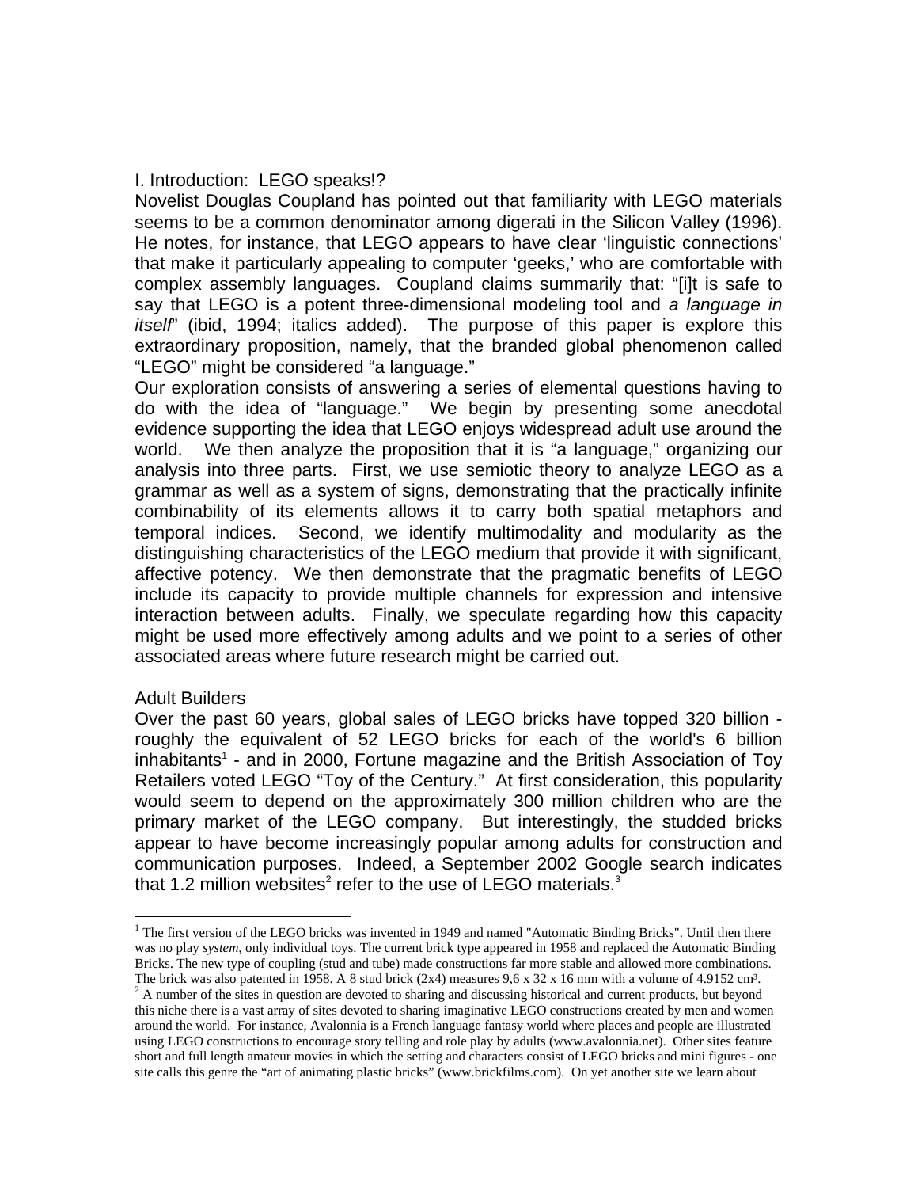## I. Introduction: LEGO speaks!?

Novelist Douglas Coupland has pointed out that familiarity with LEGO materials seems to be a common denominator among digerati in the Silicon Valley (1996). He notes, for instance, that LEGO appears to have clear 'linguistic connections' that make it particularly appealing to computer 'geeks,' who are comfortable with complex assembly languages. Coupland claims summarily that: "[i]t is safe to say that LEGO is a potent three-dimensional modeling tool and *a language in itself*" (ibid, 1994; italics added). The purpose of this paper is explore this extraordinary proposition, namely, that the branded global phenomenon called "LEGO" might be considered "a language."

Our exploration consists of answering a series of elemental questions having to do with the idea of "language." We begin by presenting some anecdotal evidence supporting the idea that LEGO enjoys widespread adult use around the world. We then analyze the proposition that it is "a language," organizing our analysis into three parts. First, we use semiotic theory to analyze LEGO as a grammar as well as a system of signs, demonstrating that the practically infinite combinability of its elements allows it to carry both spatial metaphors and temporal indices. Second, we identify multimodality and modularity as the distinguishing characteristics of the LEGO medium that provide it with significant, affective potency. We then demonstrate that the pragmatic benefits of LEGO include its capacity to provide multiple channels for expression and intensive interaction between adults. Finally, we speculate regarding how this capacity might be used more effectively among adults and we point to a series of other associated areas where future research might be carried out.

### Adult Builders

Over the past 60 years, global sales of LEGO bricks have topped 320 billion - roughly the equivalent of 52 LEGO bricks for each of the world's 6 billion inhabitants[1] - and in 2000, Fortune magazine and the British Association of Toy Retailers voted LEGO "Toy of the Century." At first consideration, this popularity would seem to depend on the approximately 300 million children who are the primary market of the LEGO company. But interestingly, the studded bricks appear to have become increasingly popular among adults for construction and communication purposes. Indeed, a September 2002 Google search indicates that 1.2 million websites[2] refer to the use of LEGO materials.[3]

---

[1] The first version of the LEGO bricks was invented in 1949 and named "Automatic Binding Bricks". Until then there was no play *system*, only individual toys. The current brick type appeared in 1958 and replaced the Automatic Binding Bricks. The new type of coupling (stud and tube) made constructions far more stable and allowed more combinations. The brick was also patented in 1958. A 8 stud brick (2x4) measures 9,6 x 32 x 16 mm with a volume of 4.9152 cm³.

[2] A number of the sites in question are devoted to sharing and discussing historical and current products, but beyond this niche there is a vast array of sites devoted to sharing imaginative LEGO constructions created by men and women around the world. For instance, Avalonnia is a French language fantasy world where places and people are illustrated using LEGO constructions to encourage story telling and role play by adults (www.avalonnia.net). Other sites feature short and full length amateur movies in which the setting and characters consist of LEGO bricks and mini figures - one site calls this genre the "art of animating plastic bricks" (www.brickfilms.com). On yet another site we learn about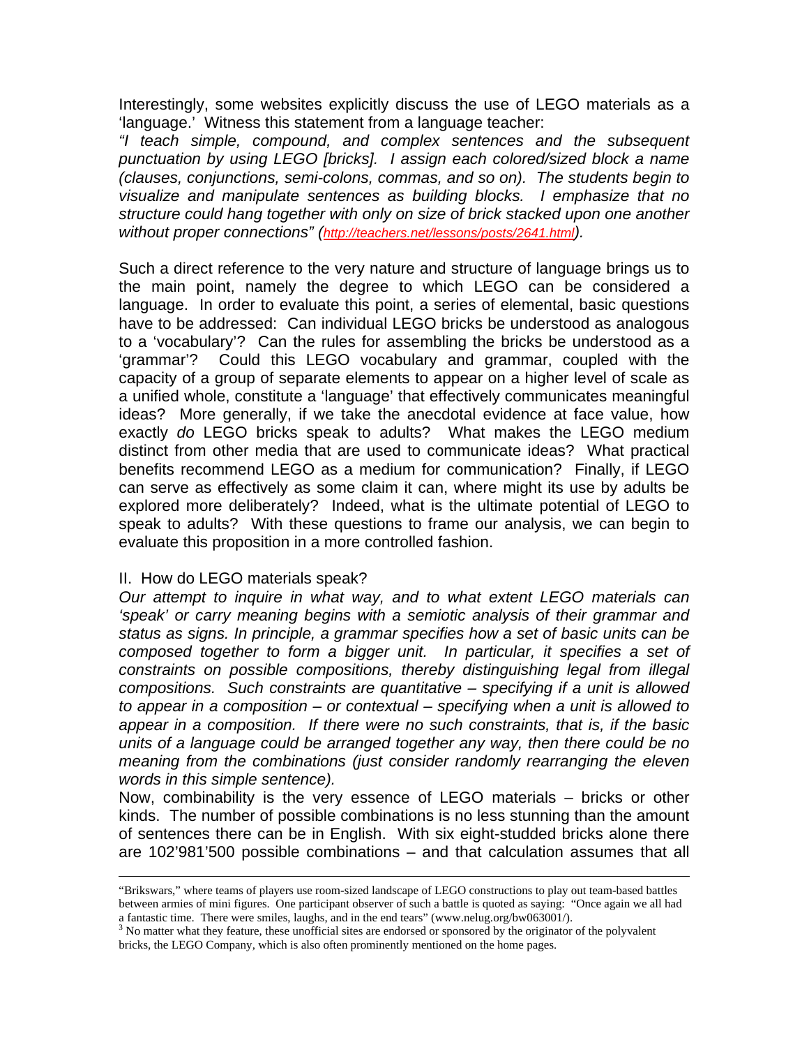Interestingly, some websites explicitly discuss the use of LEGO materials as a 'language.' Witness this statement from a language teacher:

*"I teach simple, compound, and complex sentences and the subsequent punctuation by using LEGO [bricks]. I assign each colored/sized block a name (clauses, conjunctions, semi-colons, commas, and so on). The students begin to visualize and manipulate sentences as building blocks. I emphasize that no structure could hang together with only on size of brick stacked upon one another without proper connections" (http://teachers.net/lessons/posts/2641.html).*

Such a direct reference to the very nature and structure of language brings us to the main point, namely the degree to which LEGO can be considered a language. In order to evaluate this point, a series of elemental, basic questions have to be addressed: Can individual LEGO bricks be understood as analogous to a 'vocabulary'? Can the rules for assembling the bricks be understood as a 'grammar'? Could this LEGO vocabulary and grammar, coupled with the capacity of a group of separate elements to appear on a higher level of scale as a unified whole, constitute a 'language' that effectively communicates meaningful ideas? More generally, if we take the anecdotal evidence at face value, how exactly *do* LEGO bricks speak to adults? What makes the LEGO medium distinct from other media that are used to communicate ideas? What practical benefits recommend LEGO as a medium for communication? Finally, if LEGO can serve as effectively as some claim it can, where might its use by adults be explored more deliberately? Indeed, what is the ultimate potential of LEGO to speak to adults? With these questions to frame our analysis, we can begin to evaluate this proposition in a more controlled fashion.

## II. How do LEGO materials speak?

*Our attempt to inquire in what way, and to what extent LEGO materials can 'speak' or carry meaning begins with a semiotic analysis of their grammar and status as signs. In principle, a grammar specifies how a set of basic units can be composed together to form a bigger unit. In particular, it specifies a set of constraints on possible compositions, thereby distinguishing legal from illegal compositions. Such constraints are quantitative – specifying if a unit is allowed to appear in a composition – or contextual – specifying when a unit is allowed to appear in a composition. If there were no such constraints, that is, if the basic units of a language could be arranged together any way, then there could be no meaning from the combinations (just consider randomly rearranging the eleven words in this simple sentence).*

Now, combinability is the very essence of LEGO materials – bricks or other kinds. The number of possible combinations is no less stunning than the amount of sentences there can be in English. With six eight-studded bricks alone there are 102'981'500 possible combinations – and that calculation assumes that all

---

"Brikswars," where teams of players use room-sized landscape of LEGO constructions to play out team-based battles between armies of mini figures. One participant observer of such a battle is quoted as saying: "Once again we all had a fantastic time. There were smiles, laughs, and in the end tears" (www.nelug.org/bw063001/).

[3] No matter what they feature, these unofficial sites are endorsed or sponsored by the originator of the polyvalent bricks, the LEGO Company, which is also often prominently mentioned on the home pages.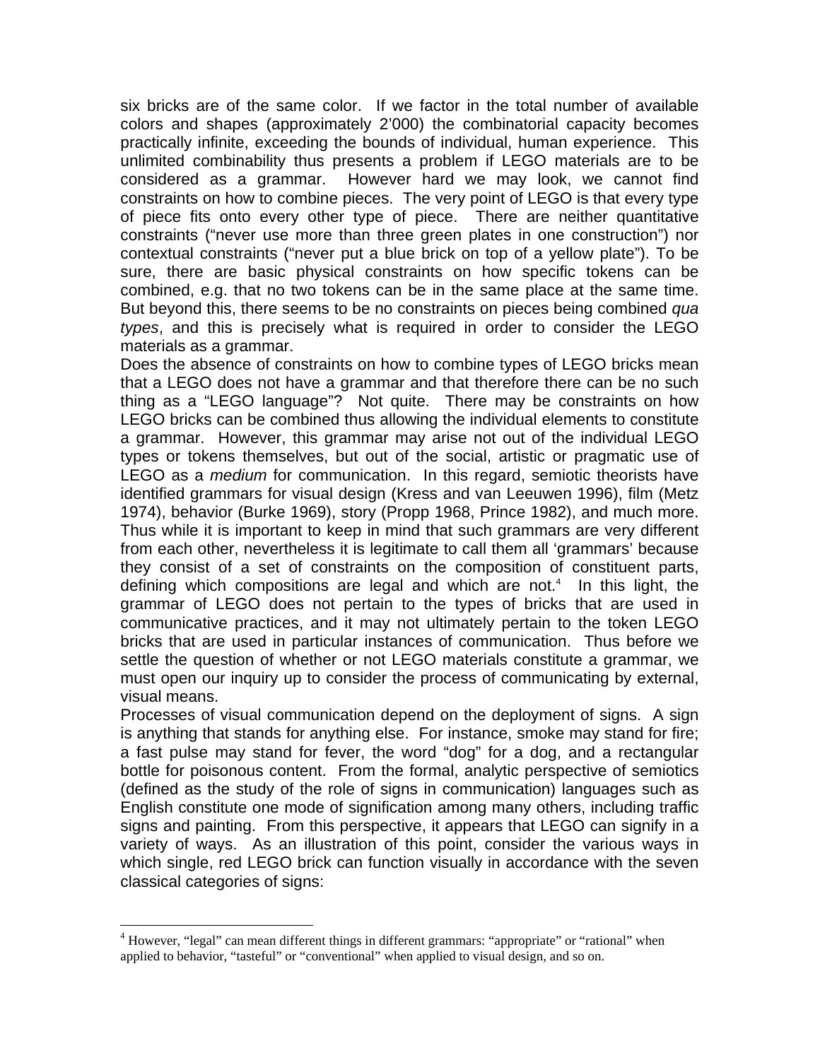six bricks are of the same color. If we factor in the total number of available colors and shapes (approximately 2'000) the combinatorial capacity becomes practically infinite, exceeding the bounds of individual, human experience. This unlimited combinability thus presents a problem if LEGO materials are to be considered as a grammar. However hard we may look, we cannot find constraints on how to combine pieces. The very point of LEGO is that every type of piece fits onto every other type of piece. There are neither quantitative constraints ("never use more than three green plates in one construction") nor contextual constraints ("never put a blue brick on top of a yellow plate"). To be sure, there are basic physical constraints on how specific tokens can be combined, e.g. that no two tokens can be in the same place at the same time. But beyond this, there seems to be no constraints on pieces being combined *qua types*, and this is precisely what is required in order to consider the LEGO materials as a grammar.

Does the absence of constraints on how to combine types of LEGO bricks mean that a LEGO does not have a grammar and that therefore there can be no such thing as a "LEGO language"? Not quite. There may be constraints on how LEGO bricks can be combined thus allowing the individual elements to constitute a grammar. However, this grammar may arise not out of the individual LEGO types or tokens themselves, but out of the social, artistic or pragmatic use of LEGO as a *medium* for communication. In this regard, semiotic theorists have identified grammars for visual design (Kress and van Leeuwen 1996), film (Metz 1974), behavior (Burke 1969), story (Propp 1968, Prince 1982), and much more. Thus while it is important to keep in mind that such grammars are very different from each other, nevertheless it is legitimate to call them all 'grammars' because they consist of a set of constraints on the composition of constituent parts, defining which compositions are legal and which are not.[4] In this light, the grammar of LEGO does not pertain to the types of bricks that are used in communicative practices, and it may not ultimately pertain to the token LEGO bricks that are used in particular instances of communication. Thus before we settle the question of whether or not LEGO materials constitute a grammar, we must open our inquiry up to consider the process of communicating by external, visual means.

Processes of visual communication depend on the deployment of signs. A sign is anything that stands for anything else. For instance, smoke may stand for fire; a fast pulse may stand for fever, the word "dog" for a dog, and a rectangular bottle for poisonous content. From the formal, analytic perspective of semiotics (defined as the study of the role of signs in communication) languages such as English constitute one mode of signification among many others, including traffic signs and painting. From this perspective, it appears that LEGO can signify in a variety of ways. As an illustration of this point, consider the various ways in which single, red LEGO brick can function visually in accordance with the seven classical categories of signs:

[4] However, "legal" can mean different things in different grammars: "appropriate" or "rational" when applied to behavior, "tasteful" or "conventional" when applied to visual design, and so on.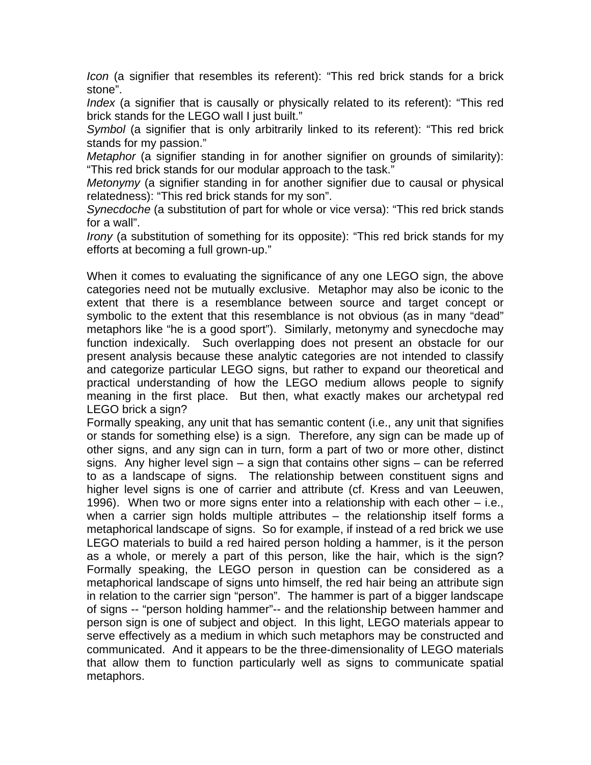*Icon* (a signifier that resembles its referent): “This red brick stands for a brick stone”.

*Index* (a signifier that is causally or physically related to its referent): “This red brick stands for the LEGO wall I just built.”

*Symbol* (a signifier that is only arbitrarily linked to its referent): “This red brick stands for my passion.”

*Metaphor* (a signifier standing in for another signifier on grounds of similarity): “This red brick stands for our modular approach to the task.”

*Metonymy* (a signifier standing in for another signifier due to causal or physical relatedness): “This red brick stands for my son”.

*Synecdoche* (a substitution of part for whole or vice versa): “This red brick stands for a wall”.

*Irony* (a substitution of something for its opposite): “This red brick stands for my efforts at becoming a full grown-up.”

When it comes to evaluating the significance of any one LEGO sign, the above categories need not be mutually exclusive. Metaphor may also be iconic to the extent that there is a resemblance between source and target concept or symbolic to the extent that this resemblance is not obvious (as in many “dead” metaphors like “he is a good sport”). Similarly, metonymy and synecdoche may function indexically. Such overlapping does not present an obstacle for our present analysis because these analytic categories are not intended to classify and categorize particular LEGO signs, but rather to expand our theoretical and practical understanding of how the LEGO medium allows people to signify meaning in the first place. But then, what exactly makes our archetypal red LEGO brick a sign?

Formally speaking, any unit that has semantic content (i.e., any unit that signifies or stands for something else) is a sign. Therefore, any sign can be made up of other signs, and any sign can in turn, form a part of two or more other, distinct signs. Any higher level sign – a sign that contains other signs – can be referred to as a landscape of signs. The relationship between constituent signs and higher level signs is one of carrier and attribute (cf. Kress and van Leeuwen, 1996). When two or more signs enter into a relationship with each other – i.e., when a carrier sign holds multiple attributes – the relationship itself forms a metaphorical landscape of signs. So for example, if instead of a red brick we use LEGO materials to build a red haired person holding a hammer, is it the person as a whole, or merely a part of this person, like the hair, which is the sign? Formally speaking, the LEGO person in question can be considered as a metaphorical landscape of signs unto himself, the red hair being an attribute sign in relation to the carrier sign “person”. The hammer is part of a bigger landscape of signs -- “person holding hammer”-- and the relationship between hammer and person sign is one of subject and object. In this light, LEGO materials appear to serve effectively as a medium in which such metaphors may be constructed and communicated. And it appears to be the three-dimensionality of LEGO materials that allow them to function particularly well as signs to communicate spatial metaphors.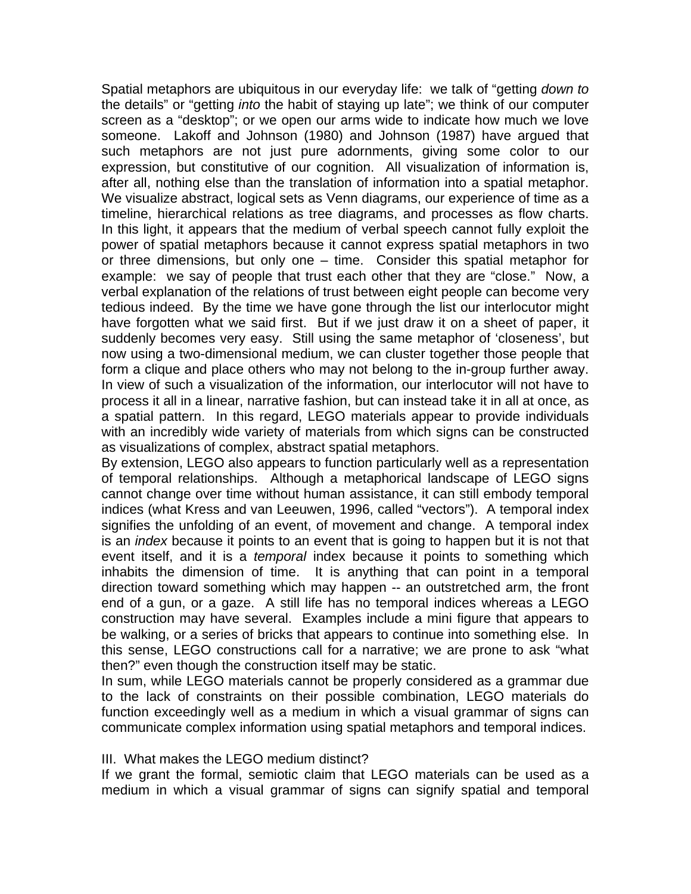Spatial metaphors are ubiquitous in our everyday life: we talk of "getting *down to* the details" or "getting *into* the habit of staying up late"; we think of our computer screen as a "desktop"; or we open our arms wide to indicate how much we love someone. Lakoff and Johnson (1980) and Johnson (1987) have argued that such metaphors are not just pure adornments, giving some color to our expression, but constitutive of our cognition. All visualization of information is, after all, nothing else than the translation of information into a spatial metaphor. We visualize abstract, logical sets as Venn diagrams, our experience of time as a timeline, hierarchical relations as tree diagrams, and processes as flow charts. In this light, it appears that the medium of verbal speech cannot fully exploit the power of spatial metaphors because it cannot express spatial metaphors in two or three dimensions, but only one – time. Consider this spatial metaphor for example: we say of people that trust each other that they are "close." Now, a verbal explanation of the relations of trust between eight people can become very tedious indeed. By the time we have gone through the list our interlocutor might have forgotten what we said first. But if we just draw it on a sheet of paper, it suddenly becomes very easy. Still using the same metaphor of 'closeness', but now using a two-dimensional medium, we can cluster together those people that form a clique and place others who may not belong to the in-group further away. In view of such a visualization of the information, our interlocutor will not have to process it all in a linear, narrative fashion, but can instead take it in all at once, as a spatial pattern. In this regard, LEGO materials appear to provide individuals with an incredibly wide variety of materials from which signs can be constructed as visualizations of complex, abstract spatial metaphors.

By extension, LEGO also appears to function particularly well as a representation of temporal relationships. Although a metaphorical landscape of LEGO signs cannot change over time without human assistance, it can still embody temporal indices (what Kress and van Leeuwen, 1996, called "vectors"). A temporal index signifies the unfolding of an event, of movement and change. A temporal index is an *index* because it points to an event that is going to happen but it is not that event itself, and it is a *temporal* index because it points to something which inhabits the dimension of time. It is anything that can point in a temporal direction toward something which may happen -- an outstretched arm, the front end of a gun, or a gaze. A still life has no temporal indices whereas a LEGO construction may have several. Examples include a mini figure that appears to be walking, or a series of bricks that appears to continue into something else. In this sense, LEGO constructions call for a narrative; we are prone to ask "what then?" even though the construction itself may be static.

In sum, while LEGO materials cannot be properly considered as a grammar due to the lack of constraints on their possible combination, LEGO materials do function exceedingly well as a medium in which a visual grammar of signs can communicate complex information using spatial metaphors and temporal indices.

## III. What makes the LEGO medium distinct?

If we grant the formal, semiotic claim that LEGO materials can be used as a medium in which a visual grammar of signs can signify spatial and temporal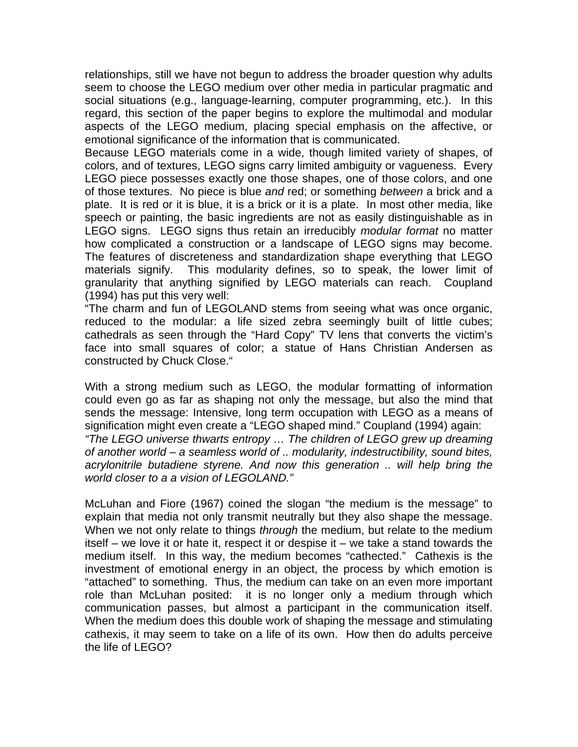relationships, still we have not begun to address the broader question why adults seem to choose the LEGO medium over other media in particular pragmatic and social situations (e.g., language-learning, computer programming, etc.). In this regard, this section of the paper begins to explore the multimodal and modular aspects of the LEGO medium, placing special emphasis on the affective, or emotional significance of the information that is communicated.

Because LEGO materials come in a wide, though limited variety of shapes, of colors, and of textures, LEGO signs carry limited ambiguity or vagueness. Every LEGO piece possesses exactly one those shapes, one of those colors, and one of those textures. No piece is blue *and* red; or something *between* a brick and a plate. It is red or it is blue, it is a brick or it is a plate. In most other media, like speech or painting, the basic ingredients are not as easily distinguishable as in LEGO signs. LEGO signs thus retain an irreducibly *modular format* no matter how complicated a construction or a landscape of LEGO signs may become. The features of discreteness and standardization shape everything that LEGO materials signify. This modularity defines, so to speak, the lower limit of granularity that anything signified by LEGO materials can reach. Coupland (1994) has put this very well:

"The charm and fun of LEGOLAND stems from seeing what was once organic, reduced to the modular: a life sized zebra seemingly built of little cubes; cathedrals as seen through the "Hard Copy" TV lens that converts the victim's face into small squares of color; a statue of Hans Christian Andersen as constructed by Chuck Close."

With a strong medium such as LEGO, the modular formatting of information could even go as far as shaping not only the message, but also the mind that sends the message: Intensive, long term occupation with LEGO as a means of signification might even create a "LEGO shaped mind." Coupland (1994) again:

*"The LEGO universe thwarts entropy … The children of LEGO grew up dreaming of another world – a seamless world of .. modularity, indestructibility, sound bites, acrylonitrile butadiene styrene. And now this generation .. will help bring the world closer to a a vision of LEGOLAND."*

McLuhan and Fiore (1967) coined the slogan "the medium is the message" to explain that media not only transmit neutrally but they also shape the message. When we not only relate to things *through* the medium, but relate to the medium itself – we love it or hate it, respect it or despise it – we take a stand towards the medium itself. In this way, the medium becomes "cathected." Cathexis is the investment of emotional energy in an object, the process by which emotion is "attached" to something. Thus, the medium can take on an even more important role than McLuhan posited: it is no longer only a medium through which communication passes, but almost a participant in the communication itself. When the medium does this double work of shaping the message and stimulating cathexis, it may seem to take on a life of its own. How then do adults perceive the life of LEGO?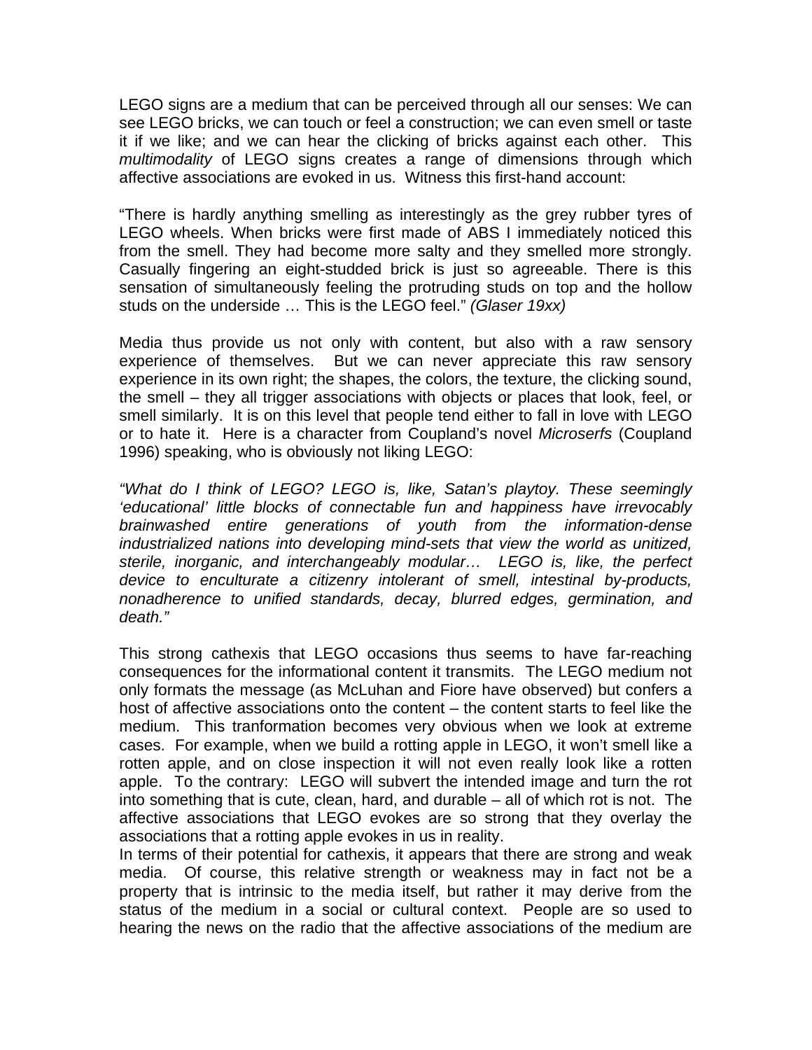LEGO signs are a medium that can be perceived through all our senses: We can see LEGO bricks, we can touch or feel a construction; we can even smell or taste it if we like; and we can hear the clicking of bricks against each other. This *multimodality* of LEGO signs creates a range of dimensions through which affective associations are evoked in us. Witness this first-hand account:

"There is hardly anything smelling as interestingly as the grey rubber tyres of LEGO wheels. When bricks were first made of ABS I immediately noticed this from the smell. They had become more salty and they smelled more strongly. Casually fingering an eight-studded brick is just so agreeable. There is this sensation of simultaneously feeling the protruding studs on top and the hollow studs on the underside … This is the LEGO feel." *(Glaser 19xx)*

Media thus provide us not only with content, but also with a raw sensory experience of themselves. But we can never appreciate this raw sensory experience in its own right; the shapes, the colors, the texture, the clicking sound, the smell – they all trigger associations with objects or places that look, feel, or smell similarly. It is on this level that people tend either to fall in love with LEGO or to hate it. Here is a character from Coupland's novel *Microserfs* (Coupland 1996) speaking, who is obviously not liking LEGO:

*"What do I think of LEGO? LEGO is, like, Satan's playtoy. These seemingly 'educational' little blocks of connectable fun and happiness have irrevocably brainwashed entire generations of youth from the information-dense industrialized nations into developing mind-sets that view the world as unitized, sterile, inorganic, and interchangeably modular… LEGO is, like, the perfect device to enculturate a citizenry intolerant of smell, intestinal by-products, nonadherence to unified standards, decay, blurred edges, germination, and death."*

This strong cathexis that LEGO occasions thus seems to have far-reaching consequences for the informational content it transmits. The LEGO medium not only formats the message (as McLuhan and Fiore have observed) but confers a host of affective associations onto the content – the content starts to feel like the medium. This tranformation becomes very obvious when we look at extreme cases. For example, when we build a rotting apple in LEGO, it won't smell like a rotten apple, and on close inspection it will not even really look like a rotten apple. To the contrary: LEGO will subvert the intended image and turn the rot into something that is cute, clean, hard, and durable – all of which rot is not. The affective associations that LEGO evokes are so strong that they overlay the associations that a rotting apple evokes in us in reality.

In terms of their potential for cathexis, it appears that there are strong and weak media. Of course, this relative strength or weakness may in fact not be a property that is intrinsic to the media itself, but rather it may derive from the status of the medium in a social or cultural context. People are so used to hearing the news on the radio that the affective associations of the medium are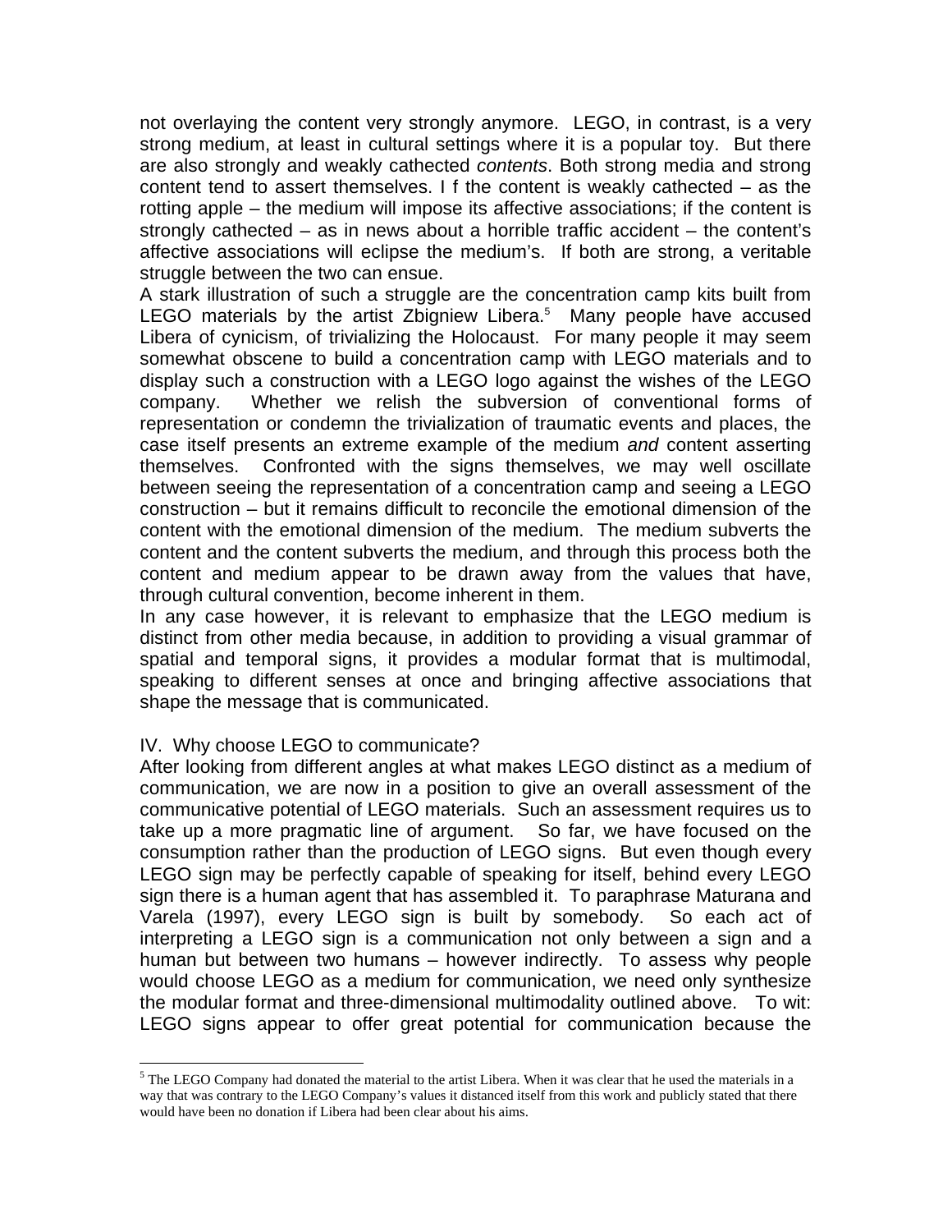not overlaying the content very strongly anymore. LEGO, in contrast, is a very strong medium, at least in cultural settings where it is a popular toy. But there are also strongly and weakly cathected *contents*. Both strong media and strong content tend to assert themselves. I f the content is weakly cathected – as the rotting apple – the medium will impose its affective associations; if the content is strongly cathected – as in news about a horrible traffic accident – the content's affective associations will eclipse the medium's. If both are strong, a veritable struggle between the two can ensue.

A stark illustration of such a struggle are the concentration camp kits built from LEGO materials by the artist Zbigniew Libera.[5] Many people have accused Libera of cynicism, of trivializing the Holocaust. For many people it may seem somewhat obscene to build a concentration camp with LEGO materials and to display such a construction with a LEGO logo against the wishes of the LEGO company. Whether we relish the subversion of conventional forms of representation or condemn the trivialization of traumatic events and places, the case itself presents an extreme example of the medium *and* content asserting themselves. Confronted with the signs themselves, we may well oscillate between seeing the representation of a concentration camp and seeing a LEGO construction – but it remains difficult to reconcile the emotional dimension of the content with the emotional dimension of the medium. The medium subverts the content and the content subverts the medium, and through this process both the content and medium appear to be drawn away from the values that have, through cultural convention, become inherent in them.

In any case however, it is relevant to emphasize that the LEGO medium is distinct from other media because, in addition to providing a visual grammar of spatial and temporal signs, it provides a modular format that is multimodal, speaking to different senses at once and bringing affective associations that shape the message that is communicated.

## IV. Why choose LEGO to communicate?

After looking from different angles at what makes LEGO distinct as a medium of communication, we are now in a position to give an overall assessment of the communicative potential of LEGO materials. Such an assessment requires us to take up a more pragmatic line of argument. So far, we have focused on the consumption rather than the production of LEGO signs. But even though every LEGO sign may be perfectly capable of speaking for itself, behind every LEGO sign there is a human agent that has assembled it. To paraphrase Maturana and Varela (1997), every LEGO sign is built by somebody. So each act of interpreting a LEGO sign is a communication not only between a sign and a human but between two humans – however indirectly. To assess why people would choose LEGO as a medium for communication, we need only synthesize the modular format and three-dimensional multimodality outlined above. To wit: LEGO signs appear to offer great potential for communication because the

[5] The LEGO Company had donated the material to the artist Libera. When it was clear that he used the materials in a way that was contrary to the LEGO Company's values it distanced itself from this work and publicly stated that there would have been no donation if Libera had been clear about his aims.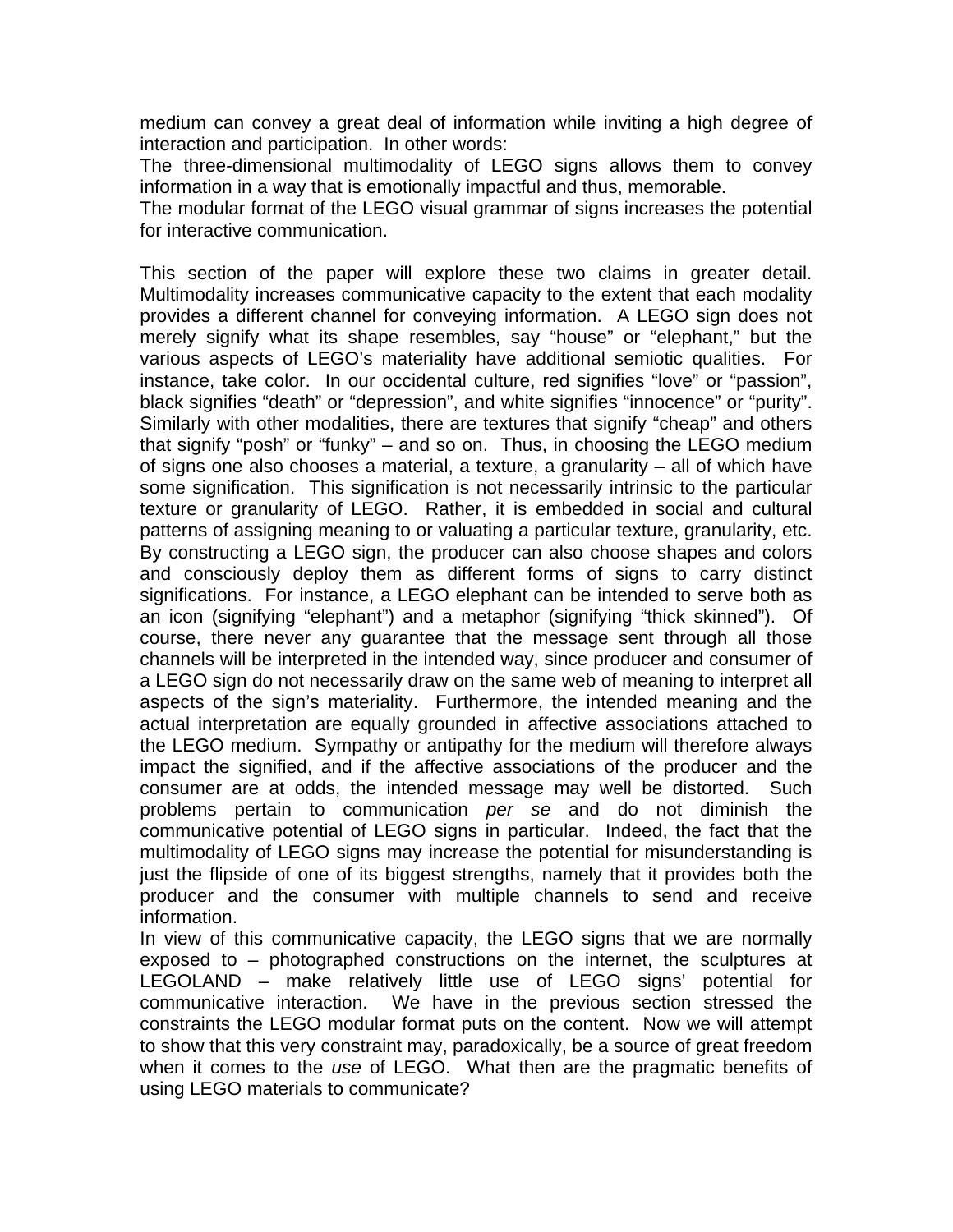medium can convey a great deal of information while inviting a high degree of interaction and participation. In other words:

The three-dimensional multimodality of LEGO signs allows them to convey information in a way that is emotionally impactful and thus, memorable.

The modular format of the LEGO visual grammar of signs increases the potential for interactive communication.

This section of the paper will explore these two claims in greater detail. Multimodality increases communicative capacity to the extent that each modality provides a different channel for conveying information. A LEGO sign does not merely signify what its shape resembles, say "house" or "elephant," but the various aspects of LEGO's materiality have additional semiotic qualities. For instance, take color. In our occidental culture, red signifies "love" or "passion", black signifies "death" or "depression", and white signifies "innocence" or "purity". Similarly with other modalities, there are textures that signify "cheap" and others that signify "posh" or "funky" – and so on. Thus, in choosing the LEGO medium of signs one also chooses a material, a texture, a granularity – all of which have some signification. This signification is not necessarily intrinsic to the particular texture or granularity of LEGO. Rather, it is embedded in social and cultural patterns of assigning meaning to or valuating a particular texture, granularity, etc. By constructing a LEGO sign, the producer can also choose shapes and colors and consciously deploy them as different forms of signs to carry distinct significations. For instance, a LEGO elephant can be intended to serve both as an icon (signifying "elephant") and a metaphor (signifying "thick skinned"). Of course, there never any guarantee that the message sent through all those channels will be interpreted in the intended way, since producer and consumer of a LEGO sign do not necessarily draw on the same web of meaning to interpret all aspects of the sign's materiality. Furthermore, the intended meaning and the actual interpretation are equally grounded in affective associations attached to the LEGO medium. Sympathy or antipathy for the medium will therefore always impact the signified, and if the affective associations of the producer and the consumer are at odds, the intended message may well be distorted. Such problems pertain to communication *per se* and do not diminish the communicative potential of LEGO signs in particular. Indeed, the fact that the multimodality of LEGO signs may increase the potential for misunderstanding is just the flipside of one of its biggest strengths, namely that it provides both the producer and the consumer with multiple channels to send and receive information.

In view of this communicative capacity, the LEGO signs that we are normally exposed to – photographed constructions on the internet, the sculptures at LEGOLAND – make relatively little use of LEGO signs' potential for communicative interaction. We have in the previous section stressed the constraints the LEGO modular format puts on the content. Now we will attempt to show that this very constraint may, paradoxically, be a source of great freedom when it comes to the *use* of LEGO. What then are the pragmatic benefits of using LEGO materials to communicate?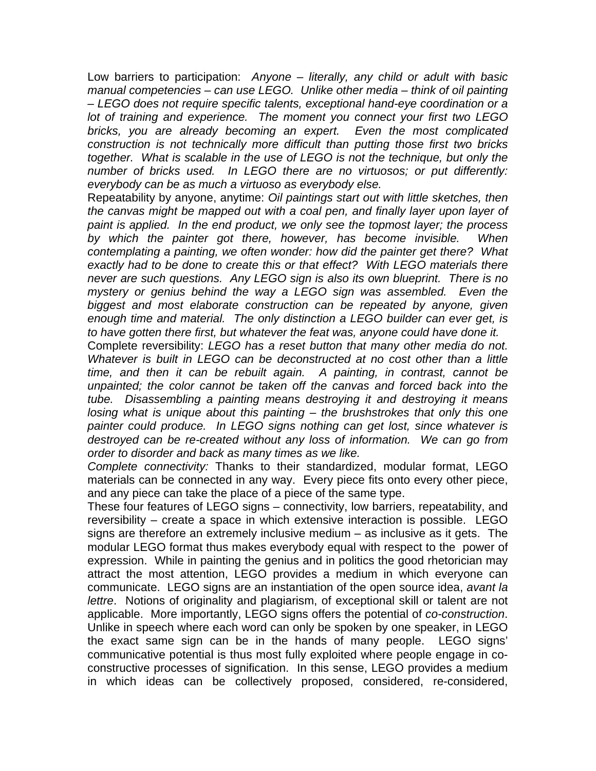Low barriers to participation: *Anyone – literally, any child or adult with basic manual competencies – can use LEGO. Unlike other media – think of oil painting – LEGO does not require specific talents, exceptional hand-eye coordination or a lot of training and experience. The moment you connect your first two LEGO bricks, you are already becoming an expert. Even the most complicated construction is not technically more difficult than putting those first two bricks together. What is scalable in the use of LEGO is not the technique, but only the number of bricks used. In LEGO there are no virtuosos; or put differently: everybody can be as much a virtuoso as everybody else.*

Repeatability by anyone, anytime: *Oil paintings start out with little sketches, then the canvas might be mapped out with a coal pen, and finally layer upon layer of paint is applied. In the end product, we only see the topmost layer; the process by which the painter got there, however, has become invisible. When contemplating a painting, we often wonder: how did the painter get there? What exactly had to be done to create this or that effect? With LEGO materials there never are such questions. Any LEGO sign is also its own blueprint. There is no mystery or genius behind the way a LEGO sign was assembled. Even the biggest and most elaborate construction can be repeated by anyone, given enough time and material. The only distinction a LEGO builder can ever get, is to have gotten there first, but whatever the feat was, anyone could have done it.*

Complete reversibility: *LEGO has a reset button that many other media do not. Whatever is built in LEGO can be deconstructed at no cost other than a little time, and then it can be rebuilt again. A painting, in contrast, cannot be unpainted; the color cannot be taken off the canvas and forced back into the tube. Disassembling a painting means destroying it and destroying it means losing what is unique about this painting – the brushstrokes that only this one painter could produce. In LEGO signs nothing can get lost, since whatever is destroyed can be re-created without any loss of information. We can go from order to disorder and back as many times as we like.*

*Complete connectivity:* Thanks to their standardized, modular format, LEGO materials can be connected in any way. Every piece fits onto every other piece, and any piece can take the place of a piece of the same type.

These four features of LEGO signs – connectivity, low barriers, repeatability, and reversibility – create a space in which extensive interaction is possible. LEGO signs are therefore an extremely inclusive medium – as inclusive as it gets. The modular LEGO format thus makes everybody equal with respect to the power of expression. While in painting the genius and in politics the good rhetorician may attract the most attention, LEGO provides a medium in which everyone can communicate. LEGO signs are an instantiation of the open source idea, *avant la lettre*. Notions of originality and plagiarism, of exceptional skill or talent are not applicable. More importantly, LEGO signs offers the potential of *co-construction*. Unlike in speech where each word can only be spoken by one speaker, in LEGO the exact same sign can be in the hands of many people. LEGO signs' communicative potential is thus most fully exploited where people engage in co-constructive processes of signification. In this sense, LEGO provides a medium in which ideas can be collectively proposed, considered, re-considered,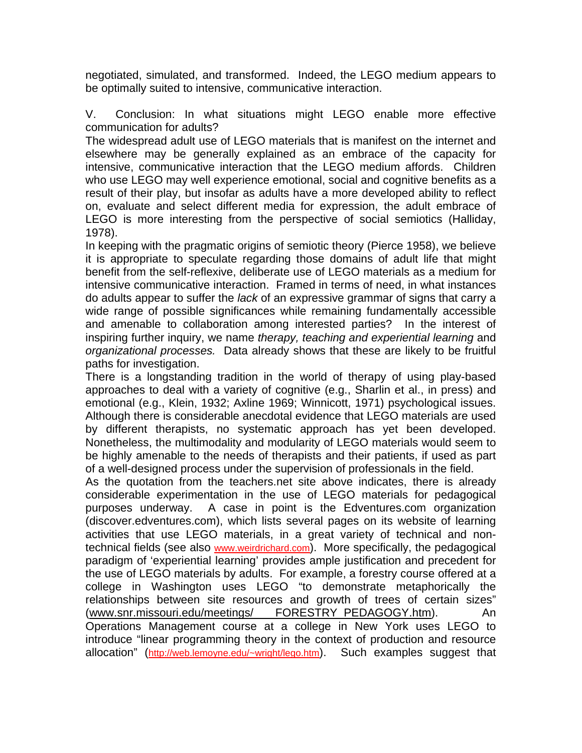negotiated, simulated, and transformed. Indeed, the LEGO medium appears to be optimally suited to intensive, communicative interaction.

## V. Conclusion: In what situations might LEGO enable more effective communication for adults?

The widespread adult use of LEGO materials that is manifest on the internet and elsewhere may be generally explained as an embrace of the capacity for intensive, communicative interaction that the LEGO medium affords. Children who use LEGO may well experience emotional, social and cognitive benefits as a result of their play, but insofar as adults have a more developed ability to reflect on, evaluate and select different media for expression, the adult embrace of LEGO is more interesting from the perspective of social semiotics (Halliday, 1978).

In keeping with the pragmatic origins of semiotic theory (Pierce 1958), we believe it is appropriate to speculate regarding those domains of adult life that might benefit from the self-reflexive, deliberate use of LEGO materials as a medium for intensive communicative interaction. Framed in terms of need, in what instances do adults appear to suffer the *lack* of an expressive grammar of signs that carry a wide range of possible significances while remaining fundamentally accessible and amenable to collaboration among interested parties? In the interest of inspiring further inquiry, we name *therapy, teaching and experiential learning* and *organizational processes.* Data already shows that these are likely to be fruitful paths for investigation.

There is a longstanding tradition in the world of therapy of using play-based approaches to deal with a variety of cognitive (e.g., Sharlin et al., in press) and emotional (e.g., Klein, 1932; Axline 1969; Winnicott, 1971) psychological issues. Although there is considerable anecdotal evidence that LEGO materials are used by different therapists, no systematic approach has yet been developed. Nonetheless, the multimodality and modularity of LEGO materials would seem to be highly amenable to the needs of therapists and their patients, if used as part of a well-designed process under the supervision of professionals in the field.

As the quotation from the teachers.net site above indicates, there is already considerable experimentation in the use of LEGO materials for pedagogical purposes underway. A case in point is the Edventures.com organization (discover.edventures.com), which lists several pages on its website of learning activities that use LEGO materials, in a great variety of technical and non-technical fields (see also www.weirdrichard.com). More specifically, the pedagogical paradigm of 'experiential learning' provides ample justification and precedent for the use of LEGO materials by adults. For example, a forestry course offered at a college in Washington uses LEGO "to demonstrate metaphorically the relationships between site resources and growth of trees of certain sizes" (www.snr.missouri.edu/meetings/ FORESTRY_PEDAGOGY.htm). An Operations Management course at a college in New York uses LEGO to introduce "linear programming theory in the context of production and resource allocation" (http://web.lemoyne.edu/~wright/lego.htm). Such examples suggest that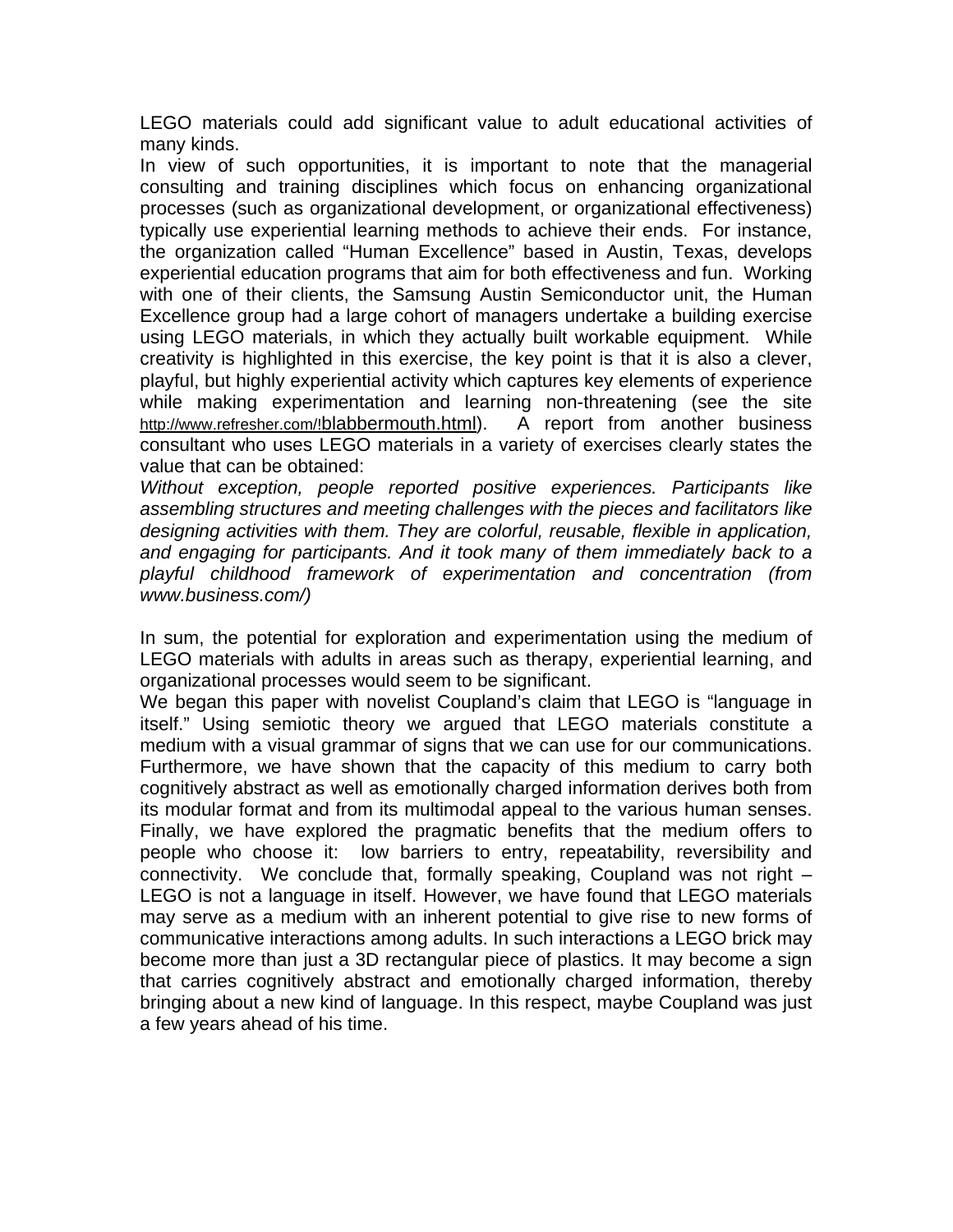LEGO materials could add significant value to adult educational activities of many kinds.

In view of such opportunities, it is important to note that the managerial consulting and training disciplines which focus on enhancing organizational processes (such as organizational development, or organizational effectiveness) typically use experiential learning methods to achieve their ends. For instance, the organization called "Human Excellence" based in Austin, Texas, develops experiential education programs that aim for both effectiveness and fun. Working with one of their clients, the Samsung Austin Semiconductor unit, the Human Excellence group had a large cohort of managers undertake a building exercise using LEGO materials, in which they actually built workable equipment. While creativity is highlighted in this exercise, the key point is that it is also a clever, playful, but highly experiential activity which captures key elements of experience while making experimentation and learning non-threatening (see the site http://www.refresher.com/!blabbermouth.html). A report from another business consultant who uses LEGO materials in a variety of exercises clearly states the value that can be obtained:

*Without exception, people reported positive experiences. Participants like assembling structures and meeting challenges with the pieces and facilitators like designing activities with them. They are colorful, reusable, flexible in application, and engaging for participants. And it took many of them immediately back to a playful childhood framework of experimentation and concentration (from www.business.com/)*

In sum, the potential for exploration and experimentation using the medium of LEGO materials with adults in areas such as therapy, experiential learning, and organizational processes would seem to be significant.

We began this paper with novelist Coupland's claim that LEGO is "language in itself." Using semiotic theory we argued that LEGO materials constitute a medium with a visual grammar of signs that we can use for our communications. Furthermore, we have shown that the capacity of this medium to carry both cognitively abstract as well as emotionally charged information derives both from its modular format and from its multimodal appeal to the various human senses. Finally, we have explored the pragmatic benefits that the medium offers to people who choose it: low barriers to entry, repeatability, reversibility and connectivity. We conclude that, formally speaking, Coupland was not right – LEGO is not a language in itself. However, we have found that LEGO materials may serve as a medium with an inherent potential to give rise to new forms of communicative interactions among adults. In such interactions a LEGO brick may become more than just a 3D rectangular piece of plastics. It may become a sign that carries cognitively abstract and emotionally charged information, thereby bringing about a new kind of language. In this respect, maybe Coupland was just a few years ahead of his time.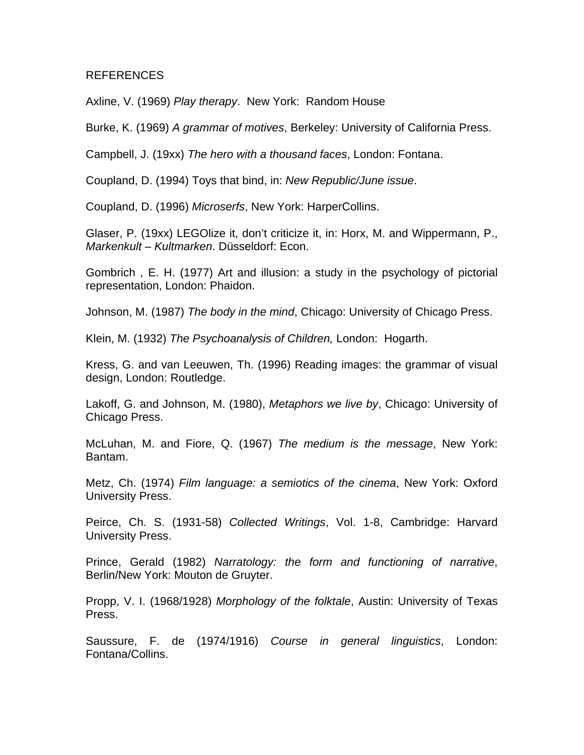REFERENCES

Axline, V. (1969) *Play therapy*.  New York:  Random House

Burke, K. (1969) *A grammar of motives*, Berkeley: University of California Press.

Campbell, J. (19xx) *The hero with a thousand faces*, London: Fontana.

Coupland, D. (1994) Toys that bind, in: *New Republic/June issue*.

Coupland, D. (1996) *Microserfs*, New York: HarperCollins.

Glaser, P. (19xx) LEGOlize it, don't criticize it, in: Horx, M. and Wippermann, P., *Markenkult – Kultmarken*. Düsseldorf: Econ.

Gombrich , E. H. (1977) Art and illusion: a study in the psychology of pictorial representation, London: Phaidon.

Johnson, M. (1987) *The body in the mind*, Chicago: University of Chicago Press.

Klein, M. (1932) *The Psychoanalysis of Children,* London:  Hogarth.

Kress, G. and van Leeuwen, Th. (1996) Reading images: the grammar of visual design, London: Routledge.

Lakoff, G. and Johnson, M. (1980), *Metaphors we live by*, Chicago: University of Chicago Press.

McLuhan, M. and Fiore, Q. (1967) *The medium is the message*, New York: Bantam.

Metz, Ch. (1974) *Film language: a semiotics of the cinema*, New York: Oxford University Press.

Peirce, Ch. S. (1931-58) *Collected Writings*, Vol. 1-8, Cambridge: Harvard University Press.

Prince, Gerald (1982) *Narratology: the form and functioning of narrative*, Berlin/New York: Mouton de Gruyter.

Propp, V. I. (1968/1928) *Morphology of the folktale*, Austin: University of Texas Press.

Saussure, F. de (1974/1916) *Course in general linguistics*, London: Fontana/Collins.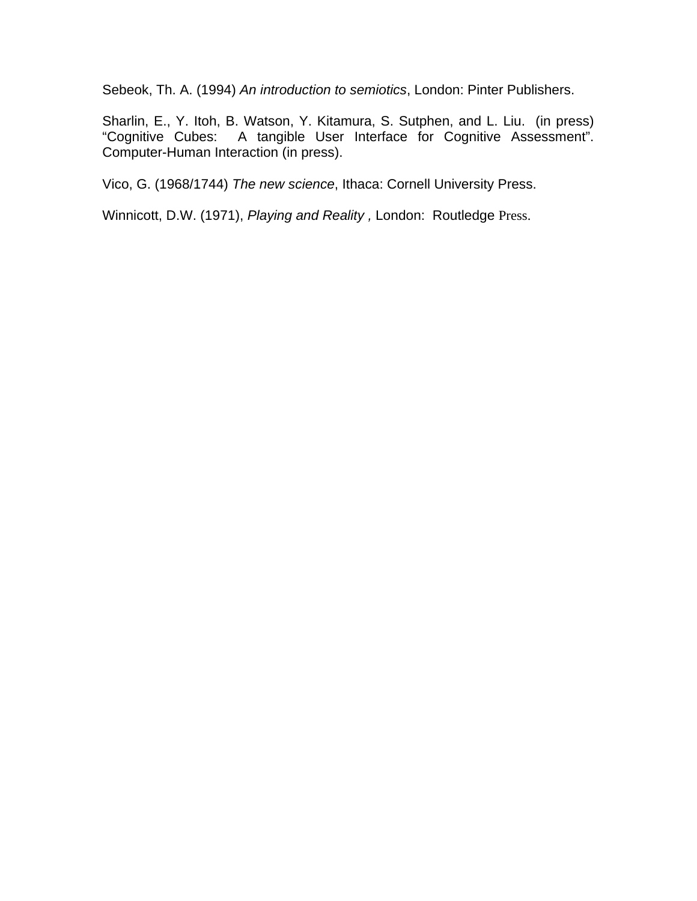Sebeok, Th. A. (1994) *An introduction to semiotics*, London: Pinter Publishers.

Sharlin, E., Y. Itoh, B. Watson, Y. Kitamura, S. Sutphen, and L. Liu. (in press) “Cognitive Cubes: A tangible User Interface for Cognitive Assessment”. Computer-Human Interaction (in press).

Vico, G. (1968/1744) *The new science*, Ithaca: Cornell University Press.

Winnicott, D.W. (1971), *Playing and Reality ,* London: Routledge Press.